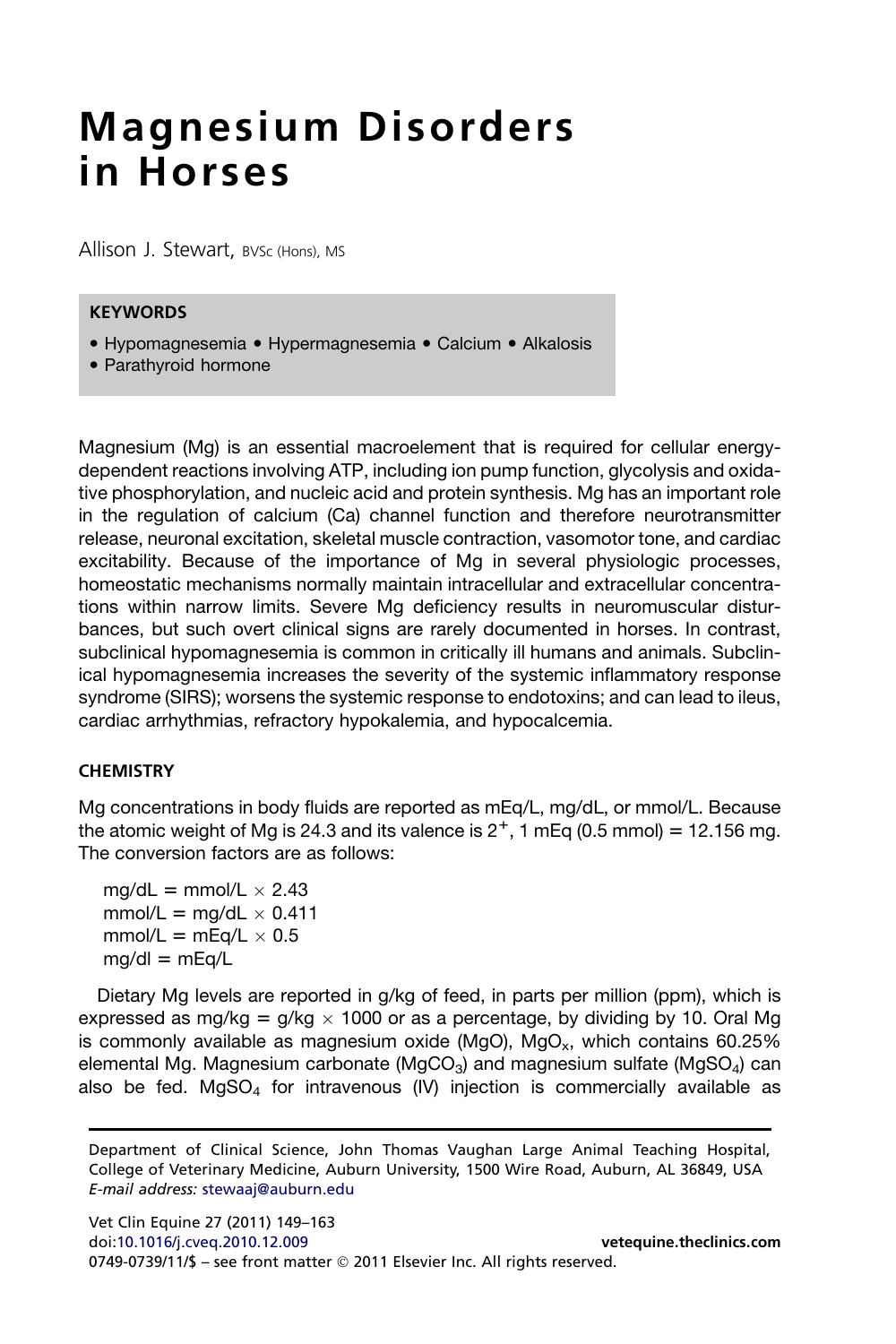# Magnesium Disorders in Horses

Allison J. Stewart, BVSc (Hons), MS

**KEYWORDS**

- Hypomagnesemia • Hypermagnesemia • Calcium • Alkalosis
- Parathyroid hormone

Magnesium (Mg) is an essential macroelement that is required for cellular energy-dependent reactions involving ATP, including ion pump function, glycolysis and oxidative phosphorylation, and nucleic acid and protein synthesis. Mg has an important role in the regulation of calcium (Ca) channel function and therefore neurotransmitter release, neuronal excitation, skeletal muscle contraction, vasomotor tone, and cardiac excitability. Because of the importance of Mg in several physiologic processes, homeostatic mechanisms normally maintain intracellular and extracellular concentrations within narrow limits. Severe Mg deficiency results in neuromuscular disturbances, but such overt clinical signs are rarely documented in horses. In contrast, subclinical hypomagnesemia is common in critically ill humans and animals. Subclinical hypomagnesemia increases the severity of the systemic inflammatory response syndrome (SIRS); worsens the systemic response to endotoxins; and can lead to ileus, cardiac arrhythmias, refractory hypokalemia, and hypocalcemia.

## CHEMISTRY

Mg concentrations in body fluids are reported as mEq/L, mg/dL, or mmol/L. Because the atomic weight of Mg is 24.3 and its valence is $2^+$, 1 mEq (0.5 mmol) = 12.156 mg. The conversion factors are as follows:

mg/dL = mmol/L $\times$ 2.43
mmol/L = mg/dL $\times$ 0.411
mmol/L = mEq/L $\times$ 0.5
mg/dl = mEq/L

Dietary Mg levels are reported in g/kg of feed, in parts per million (ppm), which is expressed as mg/kg = g/kg $\times$ 1000 or as a percentage, by dividing by 10. Oral Mg is commonly available as magnesium oxide (MgO), $MgO_x$, which contains 60.25% elemental Mg. Magnesium carbonate ($MgCO_3$) and magnesium sulfate ($MgSO_4$) can also be fed. $MgSO_4$ for intravenous (IV) injection is commercially available as

Department of Clinical Science, John Thomas Vaughan Large Animal Teaching Hospital, College of Veterinary Medicine, Auburn University, 1500 Wire Road, Auburn, AL 36849, USA
*E-mail address:* stewaaj@auburn.edu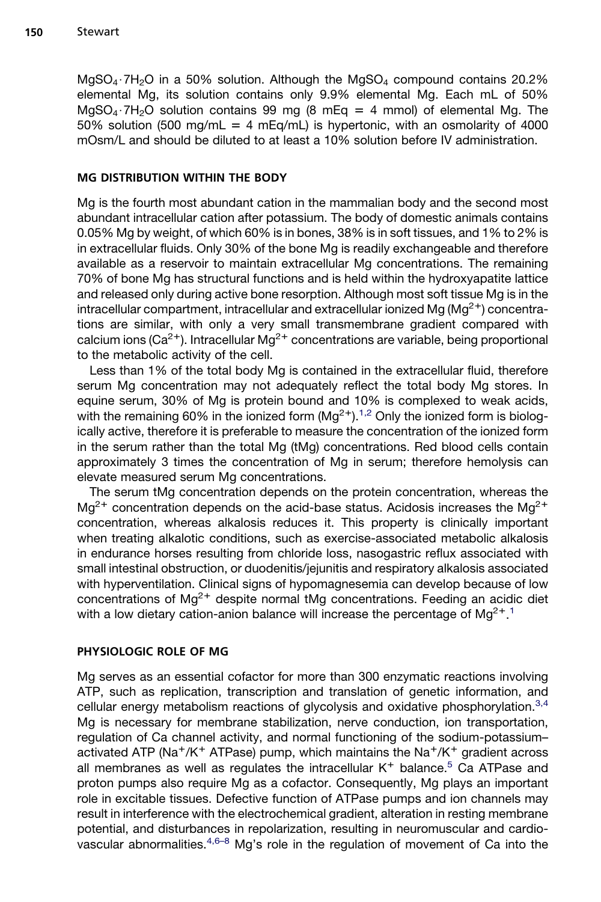$MgSO_4 \cdot 7H_2O$ in a 50% solution. Although the $MgSO_4$ compound contains 20.2% elemental Mg, its solution contains only 9.9% elemental Mg. Each mL of 50% $MgSO_4 \cdot 7H_2O$ solution contains 99 mg (8 mEq = 4 mmol) of elemental Mg. The 50% solution (500 mg/mL = 4 mEq/mL) is hypertonic, with an osmolarity of 4000 mOsm/L and should be diluted to at least a 10% solution before IV administration.

## MG DISTRIBUTION WITHIN THE BODY

Mg is the fourth most abundant cation in the mammalian body and the second most abundant intracellular cation after potassium. The body of domestic animals contains 0.05% Mg by weight, of which 60% is in bones, 38% is in soft tissues, and 1% to 2% is in extracellular fluids. Only 30% of the bone Mg is readily exchangeable and therefore available as a reservoir to maintain extracellular Mg concentrations. The remaining 70% of bone Mg has structural functions and is held within the hydroxyapatite lattice and released only during active bone resorption. Although most soft tissue Mg is in the intracellular compartment, intracellular and extracellular ionized Mg ($Mg^{2+}$) concentrations are similar, with only a very small transmembrane gradient compared with calcium ions ($Ca^{2+}$). Intracellular $Mg^{2+}$ concentrations are variable, being proportional to the metabolic activity of the cell.

Less than 1% of the total body Mg is contained in the extracellular fluid, therefore serum Mg concentration may not adequately reflect the total body Mg stores. In equine serum, 30% of Mg is protein bound and 10% is complexed to weak acids, with the remaining 60% in the ionized form ($Mg^{2+}$).[1,2] Only the ionized form is biologically active, therefore it is preferable to measure the concentration of the ionized form in the serum rather than the total Mg (tMg) concentrations. Red blood cells contain approximately 3 times the concentration of Mg in serum; therefore hemolysis can elevate measured serum Mg concentrations.

The serum tMg concentration depends on the protein concentration, whereas the $Mg^{2+}$ concentration depends on the acid-base status. Acidosis increases the $Mg^{2+}$ concentration, whereas alkalosis reduces it. This property is clinically important when treating alkalotic conditions, such as exercise-associated metabolic alkalosis in endurance horses resulting from chloride loss, nasogastric reflux associated with small intestinal obstruction, or duodenitis/jejunitis and respiratory alkalosis associated with hyperventilation. Clinical signs of hypomagnesemia can develop because of low concentrations of $Mg^{2+}$ despite normal tMg concentrations. Feeding an acidic diet with a low dietary cation-anion balance will increase the percentage of $Mg^{2+}$.[1]

## PHYSIOLOGIC ROLE OF MG

Mg serves as an essential cofactor for more than 300 enzymatic reactions involving ATP, such as replication, transcription and translation of genetic information, and cellular energy metabolism reactions of glycolysis and oxidative phosphorylation.[3,4] Mg is necessary for membrane stabilization, nerve conduction, ion transportation, regulation of Ca channel activity, and normal functioning of the sodium-potassium–activated ATP ($Na^+/K^+$ ATPase) pump, which maintains the $Na^+/K^+$ gradient across all membranes as well as regulates the intracellular $K^+$ balance.[5] Ca ATPase and proton pumps also require Mg as a cofactor. Consequently, Mg plays an important role in excitable tissues. Defective function of ATPase pumps and ion channels may result in interference with the electrochemical gradient, alteration in resting membrane potential, and disturbances in repolarization, resulting in neuromuscular and cardiovascular abnormalities.[4,6–8] Mg's role in the regulation of movement of Ca into the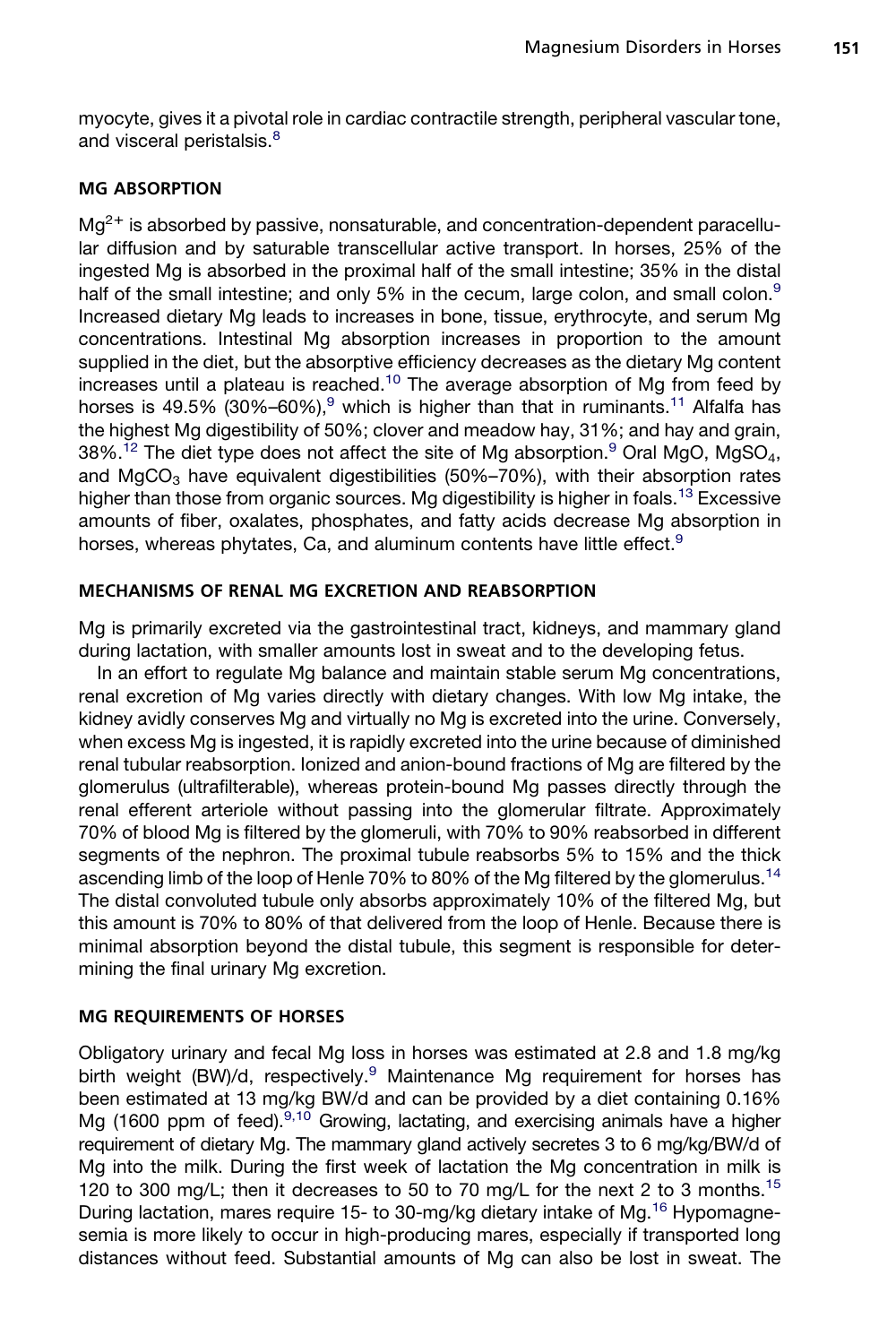myocyte, gives it a pivotal role in cardiac contractile strength, peripheral vascular tone, and visceral peristalsis.[8]

## MG ABSORPTION

$Mg^{2+}$ is absorbed by passive, nonsaturable, and concentration-dependent paracellular diffusion and by saturable transcellular active transport. In horses, 25% of the ingested Mg is absorbed in the proximal half of the small intestine; 35% in the distal half of the small intestine; and only 5% in the cecum, large colon, and small colon.[9] Increased dietary Mg leads to increases in bone, tissue, erythrocyte, and serum Mg concentrations. Intestinal Mg absorption increases in proportion to the amount supplied in the diet, but the absorptive efficiency decreases as the dietary Mg content increases until a plateau is reached.[10] The average absorption of Mg from feed by horses is 49.5% (30%–60%),[9] which is higher than that in ruminants.[11] Alfalfa has the highest Mg digestibility of 50%; clover and meadow hay, 31%; and hay and grain, 38%.[12] The diet type does not affect the site of Mg absorption.[9] Oral MgO, $MgSO_4$, and $MgCO_3$ have equivalent digestibilities (50%–70%), with their absorption rates higher than those from organic sources. Mg digestibility is higher in foals.[13] Excessive amounts of fiber, oxalates, phosphates, and fatty acids decrease Mg absorption in horses, whereas phytates, Ca, and aluminum contents have little effect.[9]

## MECHANISMS OF RENAL MG EXCRETION AND REABSORPTION

Mg is primarily excreted via the gastrointestinal tract, kidneys, and mammary gland during lactation, with smaller amounts lost in sweat and to the developing fetus.

In an effort to regulate Mg balance and maintain stable serum Mg concentrations, renal excretion of Mg varies directly with dietary changes. With low Mg intake, the kidney avidly conserves Mg and virtually no Mg is excreted into the urine. Conversely, when excess Mg is ingested, it is rapidly excreted into the urine because of diminished renal tubular reabsorption. Ionized and anion-bound fractions of Mg are filtered by the glomerulus (ultrafilterable), whereas protein-bound Mg passes directly through the renal efferent arteriole without passing into the glomerular filtrate. Approximately 70% of blood Mg is filtered by the glomeruli, with 70% to 90% reabsorbed in different segments of the nephron. The proximal tubule reabsorbs 5% to 15% and the thick ascending limb of the loop of Henle 70% to 80% of the Mg filtered by the glomerulus.[14] The distal convoluted tubule only absorbs approximately 10% of the filtered Mg, but this amount is 70% to 80% of that delivered from the loop of Henle. Because there is minimal absorption beyond the distal tubule, this segment is responsible for determining the final urinary Mg excretion.

## MG REQUIREMENTS OF HORSES

Obligatory urinary and fecal Mg loss in horses was estimated at 2.8 and 1.8 mg/kg birth weight (BW)/d, respectively.[9] Maintenance Mg requirement for horses has been estimated at 13 mg/kg BW/d and can be provided by a diet containing 0.16% Mg (1600 ppm of feed).[9,10] Growing, lactating, and exercising animals have a higher requirement of dietary Mg. The mammary gland actively secretes 3 to 6 mg/kg/BW/d of Mg into the milk. During the first week of lactation the Mg concentration in milk is 120 to 300 mg/L; then it decreases to 50 to 70 mg/L for the next 2 to 3 months.[15] During lactation, mares require 15- to 30-mg/kg dietary intake of Mg.[16] Hypomagnesemia is more likely to occur in high-producing mares, especially if transported long distances without feed. Substantial amounts of Mg can also be lost in sweat. The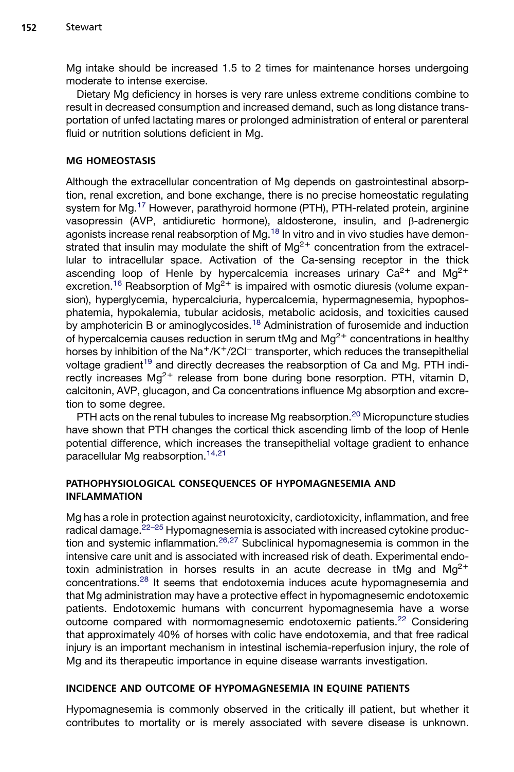Mg intake should be increased 1.5 to 2 times for maintenance horses undergoing moderate to intense exercise.

Dietary Mg deficiency in horses is very rare unless extreme conditions combine to result in decreased consumption and increased demand, such as long distance transportation of unfed lactating mares or prolonged administration of enteral or parenteral fluid or nutrition solutions deficient in Mg.

## MG HOMEOSTASIS

Although the extracellular concentration of Mg depends on gastrointestinal absorption, renal excretion, and bone exchange, there is no precise homeostatic regulating system for Mg.[17] However, parathyroid hormone (PTH), PTH-related protein, arginine vasopressin (AVP, antidiuretic hormone), aldosterone, insulin, and β-adrenergic agonists increase renal reabsorption of Mg.[18] In vitro and in vivo studies have demonstrated that insulin may modulate the shift of $Mg^{2+}$ concentration from the extracellular to intracellular space. Activation of the Ca-sensing receptor in the thick ascending loop of Henle by hypercalcemia increases urinary $Ca^{2+}$ and $Mg^{2+}$ excretion.[16] Reabsorption of $Mg^{2+}$ is impaired with osmotic diuresis (volume expansion), hyperglycemia, hypercalciuria, hypercalcemia, hypermagnesemia, hypophosphatemia, hypokalemia, tubular acidosis, metabolic acidosis, and toxicities caused by amphotericin B or aminoglycosides.[18] Administration of furosemide and induction of hypercalcemia causes reduction in serum tMg and $Mg^{2+}$ concentrations in healthy horses by inhibition of the $Na^+/K^+/2Cl^-$ transporter, which reduces the transepithelial voltage gradient[19] and directly decreases the reabsorption of Ca and Mg. PTH indirectly increases $Mg^{2+}$ release from bone during bone resorption. PTH, vitamin D, calcitonin, AVP, glucagon, and Ca concentrations influence Mg absorption and excretion to some degree.

PTH acts on the renal tubules to increase Mg reabsorption.[20] Micropuncture studies have shown that PTH changes the cortical thick ascending limb of the loop of Henle potential difference, which increases the transepithelial voltage gradient to enhance paracellular Mg reabsorption.[14,21]

## PATHOPHYSIOLOGICAL CONSEQUENCES OF HYPOMAGNESEMIA AND INFLAMMATION

Mg has a role in protection against neurotoxicity, cardiotoxicity, inflammation, and free radical damage.[22–25] Hypomagnesemia is associated with increased cytokine production and systemic inflammation.[26,27] Subclinical hypomagnesemia is common in the intensive care unit and is associated with increased risk of death. Experimental endotoxin administration in horses results in an acute decrease in tMg and $Mg^{2+}$ concentrations.[28] It seems that endotoxemia induces acute hypomagnesemia and that Mg administration may have a protective effect in hypomagnesemic endotoxemic patients. Endotoxemic humans with concurrent hypomagnesemia have a worse outcome compared with normomagnesemic endotoxemic patients.[22] Considering that approximately 40% of horses with colic have endotoxemia, and that free radical injury is an important mechanism in intestinal ischemia-reperfusion injury, the role of Mg and its therapeutic importance in equine disease warrants investigation.

## INCIDENCE AND OUTCOME OF HYPOMAGNESEMIA IN EQUINE PATIENTS

Hypomagnesemia is commonly observed in the critically ill patient, but whether it contributes to mortality or is merely associated with severe disease is unknown.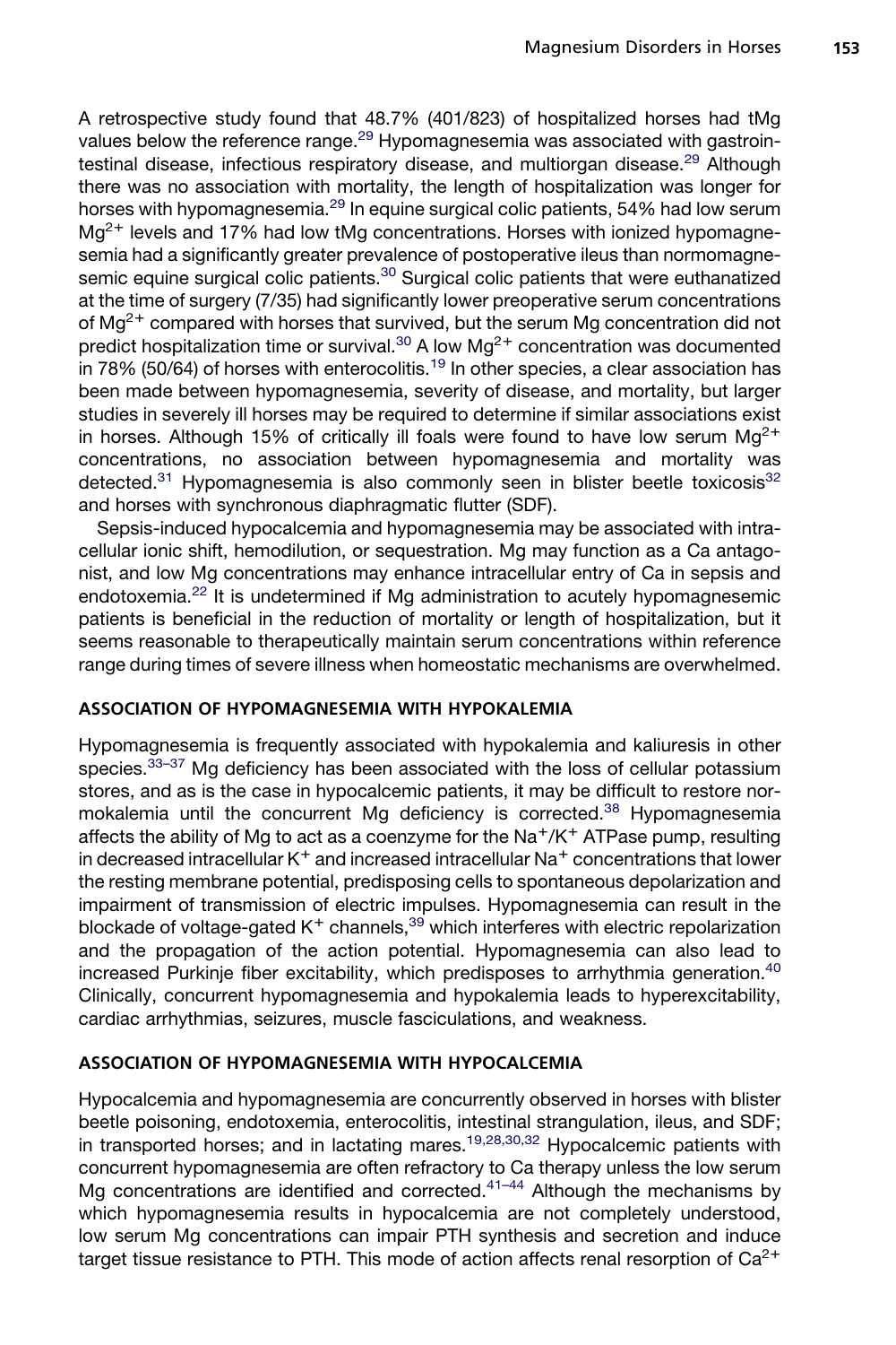A retrospective study found that 48.7% (401/823) of hospitalized horses had tMg values below the reference range.[29] Hypomagnesemia was associated with gastrointestinal disease, infectious respiratory disease, and multiorgan disease.[29] Although there was no association with mortality, the length of hospitalization was longer for horses with hypomagnesemia.[29] In equine surgical colic patients, 54% had low serum $Mg^{2+}$ levels and 17% had low tMg concentrations. Horses with ionized hypomagnesemia had a significantly greater prevalence of postoperative ileus than normomagnesemic equine surgical colic patients.[30] Surgical colic patients that were euthanatized at the time of surgery (7/35) had significantly lower preoperative serum concentrations of $Mg^{2+}$ compared with horses that survived, but the serum Mg concentration did not predict hospitalization time or survival.[30] A low $Mg^{2+}$ concentration was documented in 78% (50/64) of horses with enterocolitis.[19] In other species, a clear association has been made between hypomagnesemia, severity of disease, and mortality, but larger studies in severely ill horses may be required to determine if similar associations exist in horses. Although 15% of critically ill foals were found to have low serum $Mg^{2+}$ concentrations, no association between hypomagnesemia and mortality was detected.[31] Hypomagnesemia is also commonly seen in blister beetle toxicosis[32] and horses with synchronous diaphragmatic flutter (SDF).

Sepsis-induced hypocalcemia and hypomagnesemia may be associated with intracellular ionic shift, hemodilution, or sequestration. Mg may function as a Ca antagonist, and low Mg concentrations may enhance intracellular entry of Ca in sepsis and endotoxemia.[22] It is undetermined if Mg administration to acutely hypomagnesemic patients is beneficial in the reduction of mortality or length of hospitalization, but it seems reasonable to therapeutically maintain serum concentrations within reference range during times of severe illness when homeostatic mechanisms are overwhelmed.

## ASSOCIATION OF HYPOMAGNESEMIA WITH HYPOKALEMIA

Hypomagnesemia is frequently associated with hypokalemia and kaliuresis in other species.[33–37] Mg deficiency has been associated with the loss of cellular potassium stores, and as is the case in hypocalcemic patients, it may be difficult to restore normokalemia until the concurrent Mg deficiency is corrected.[38] Hypomagnesemia affects the ability of Mg to act as a coenzyme for the $Na^+/K^+$ ATPase pump, resulting in decreased intracellular $K^+$ and increased intracellular $Na^+$ concentrations that lower the resting membrane potential, predisposing cells to spontaneous depolarization and impairment of transmission of electric impulses. Hypomagnesemia can result in the blockade of voltage-gated $K^+$ channels,[39] which interferes with electric repolarization and the propagation of the action potential. Hypomagnesemia can also lead to increased Purkinje fiber excitability, which predisposes to arrhythmia generation.[40] Clinically, concurrent hypomagnesemia and hypokalemia leads to hyperexcitability, cardiac arrhythmias, seizures, muscle fasciculations, and weakness.

## ASSOCIATION OF HYPOMAGNESEMIA WITH HYPOCALCEMIA

Hypocalcemia and hypomagnesemia are concurrently observed in horses with blister beetle poisoning, endotoxemia, enterocolitis, intestinal strangulation, ileus, and SDF; in transported horses; and in lactating mares.[19,28,30,32] Hypocalcemic patients with concurrent hypomagnesemia are often refractory to Ca therapy unless the low serum Mg concentrations are identified and corrected.[41–44] Although the mechanisms by which hypomagnesemia results in hypocalcemia are not completely understood, low serum Mg concentrations can impair PTH synthesis and secretion and induce target tissue resistance to PTH. This mode of action affects renal resorption of $Ca^{2+}$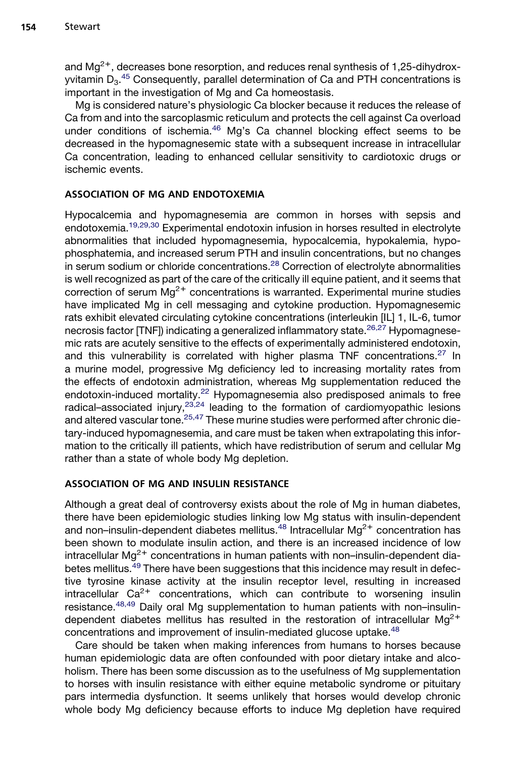and $Mg^{2+}$, decreases bone resorption, and reduces renal synthesis of 1,25-dihydroxyvitamin $D_3$.[45] Consequently, parallel determination of Ca and PTH concentrations is important in the investigation of Mg and Ca homeostasis.

Mg is considered nature's physiologic Ca blocker because it reduces the release of Ca from and into the sarcoplasmic reticulum and protects the cell against Ca overload under conditions of ischemia.[46] Mg's Ca channel blocking effect seems to be decreased in the hypomagnesemic state with a subsequent increase in intracellular Ca concentration, leading to enhanced cellular sensitivity to cardiotoxic drugs or ischemic events.

## ASSOCIATION OF MG AND ENDOTOXEMIA

Hypocalcemia and hypomagnesemia are common in horses with sepsis and endotoxemia.[19,29,30] Experimental endotoxin infusion in horses resulted in electrolyte abnormalities that included hypomagnesemia, hypocalcemia, hypokalemia, hypophosphatemia, and increased serum PTH and insulin concentrations, but no changes in serum sodium or chloride concentrations.[28] Correction of electrolyte abnormalities is well recognized as part of the care of the critically ill equine patient, and it seems that correction of serum $Mg^{2+}$ concentrations is warranted. Experimental murine studies have implicated Mg in cell messaging and cytokine production. Hypomagnesemic rats exhibit elevated circulating cytokine concentrations (interleukin [IL] 1, IL-6, tumor necrosis factor [TNF]) indicating a generalized inflammatory state.[26,27] Hypomagnesemic rats are acutely sensitive to the effects of experimentally administered endotoxin, and this vulnerability is correlated with higher plasma TNF concentrations.[27] In a murine model, progressive Mg deficiency led to increasing mortality rates from the effects of endotoxin administration, whereas Mg supplementation reduced the endotoxin-induced mortality.[22] Hypomagnesemia also predisposed animals to free radical–associated injury,[23,24] leading to the formation of cardiomyopathic lesions and altered vascular tone.[25,47] These murine studies were performed after chronic dietary-induced hypomagnesemia, and care must be taken when extrapolating this information to the critically ill patients, which have redistribution of serum and cellular Mg rather than a state of whole body Mg depletion.

## ASSOCIATION OF MG AND INSULIN RESISTANCE

Although a great deal of controversy exists about the role of Mg in human diabetes, there have been epidemiologic studies linking low Mg status with insulin-dependent and non–insulin-dependent diabetes mellitus.[48] Intracellular $Mg^{2+}$ concentration has been shown to modulate insulin action, and there is an increased incidence of low intracellular $Mg^{2+}$ concentrations in human patients with non–insulin-dependent diabetes mellitus.[49] There have been suggestions that this incidence may result in defective tyrosine kinase activity at the insulin receptor level, resulting in increased intracellular $Ca^{2+}$ concentrations, which can contribute to worsening insulin resistance.[48,49] Daily oral Mg supplementation to human patients with non–insulin-dependent diabetes mellitus has resulted in the restoration of intracellular $Mg^{2+}$ concentrations and improvement of insulin-mediated glucose uptake.[48]

Care should be taken when making inferences from humans to horses because human epidemiologic data are often confounded with poor dietary intake and alcoholism. There has been some discussion as to the usefulness of Mg supplementation to horses with insulin resistance with either equine metabolic syndrome or pituitary pars intermedia dysfunction. It seems unlikely that horses would develop chronic whole body Mg deficiency because efforts to induce Mg depletion have required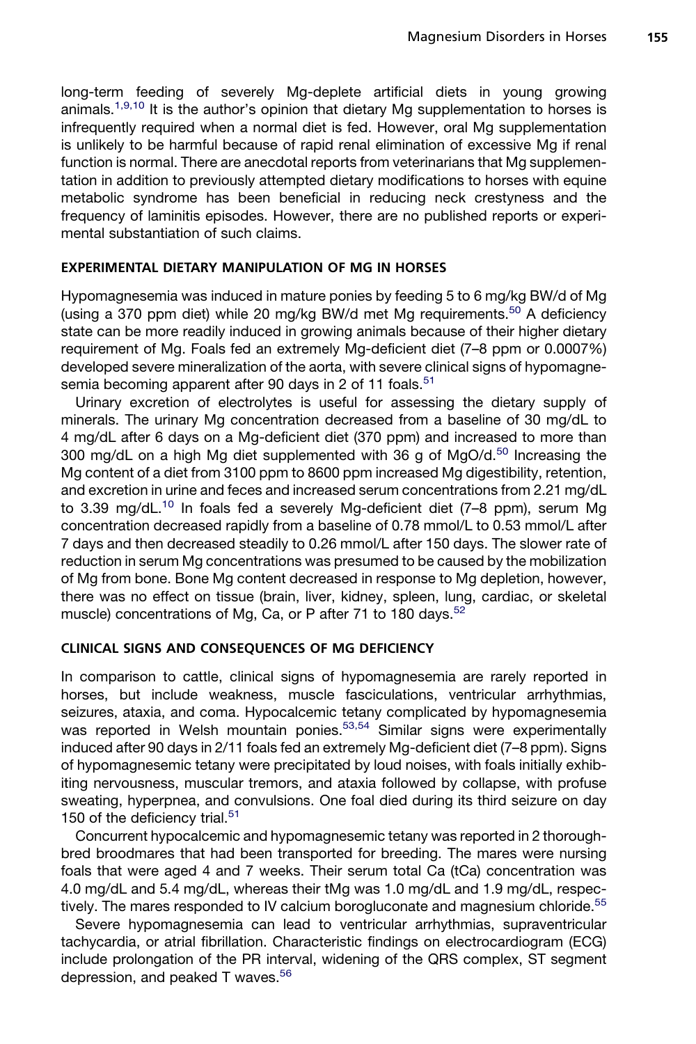long-term feeding of severely Mg-deplete artificial diets in young growing animals.[1,9,10] It is the author's opinion that dietary Mg supplementation to horses is infrequently required when a normal diet is fed. However, oral Mg supplementation is unlikely to be harmful because of rapid renal elimination of excessive Mg if renal function is normal. There are anecdotal reports from veterinarians that Mg supplementation in addition to previously attempted dietary modifications to horses with equine metabolic syndrome has been beneficial in reducing neck crestyness and the frequency of laminitis episodes. However, there are no published reports or experimental substantiation of such claims.

## EXPERIMENTAL DIETARY MANIPULATION OF MG IN HORSES

Hypomagnesemia was induced in mature ponies by feeding 5 to 6 mg/kg BW/d of Mg (using a 370 ppm diet) while 20 mg/kg BW/d met Mg requirements.[50] A deficiency state can be more readily induced in growing animals because of their higher dietary requirement of Mg. Foals fed an extremely Mg-deficient diet (7–8 ppm or 0.0007%) developed severe mineralization of the aorta, with severe clinical signs of hypomagnesemia becoming apparent after 90 days in 2 of 11 foals.[51]

Urinary excretion of electrolytes is useful for assessing the dietary supply of minerals. The urinary Mg concentration decreased from a baseline of 30 mg/dL to 4 mg/dL after 6 days on a Mg-deficient diet (370 ppm) and increased to more than 300 mg/dL on a high Mg diet supplemented with 36 g of MgO/d.[50] Increasing the Mg content of a diet from 3100 ppm to 8600 ppm increased Mg digestibility, retention, and excretion in urine and feces and increased serum concentrations from 2.21 mg/dL to 3.39 mg/dL.[10] In foals fed a severely Mg-deficient diet (7–8 ppm), serum Mg concentration decreased rapidly from a baseline of 0.78 mmol/L to 0.53 mmol/L after 7 days and then decreased steadily to 0.26 mmol/L after 150 days. The slower rate of reduction in serum Mg concentrations was presumed to be caused by the mobilization of Mg from bone. Bone Mg content decreased in response to Mg depletion, however, there was no effect on tissue (brain, liver, kidney, spleen, lung, cardiac, or skeletal muscle) concentrations of Mg, Ca, or P after 71 to 180 days.[52]

## CLINICAL SIGNS AND CONSEQUENCES OF MG DEFICIENCY

In comparison to cattle, clinical signs of hypomagnesemia are rarely reported in horses, but include weakness, muscle fasciculations, ventricular arrhythmias, seizures, ataxia, and coma. Hypocalcemic tetany complicated by hypomagnesemia was reported in Welsh mountain ponies.[53,54] Similar signs were experimentally induced after 90 days in 2/11 foals fed an extremely Mg-deficient diet (7–8 ppm). Signs of hypomagnesemic tetany were precipitated by loud noises, with foals initially exhibiting nervousness, muscular tremors, and ataxia followed by collapse, with profuse sweating, hyperpnea, and convulsions. One foal died during its third seizure on day 150 of the deficiency trial.[51]

Concurrent hypocalcemic and hypomagnesemic tetany was reported in 2 thoroughbred broodmares that had been transported for breeding. The mares were nursing foals that were aged 4 and 7 weeks. Their serum total Ca (tCa) concentration was 4.0 mg/dL and 5.4 mg/dL, whereas their tMg was 1.0 mg/dL and 1.9 mg/dL, respectively. The mares responded to IV calcium borogluconate and magnesium chloride.[55]

Severe hypomagnesemia can lead to ventricular arrhythmias, supraventricular tachycardia, or atrial fibrillation. Characteristic findings on electrocardiogram (ECG) include prolongation of the PR interval, widening of the QRS complex, ST segment depression, and peaked T waves.[56]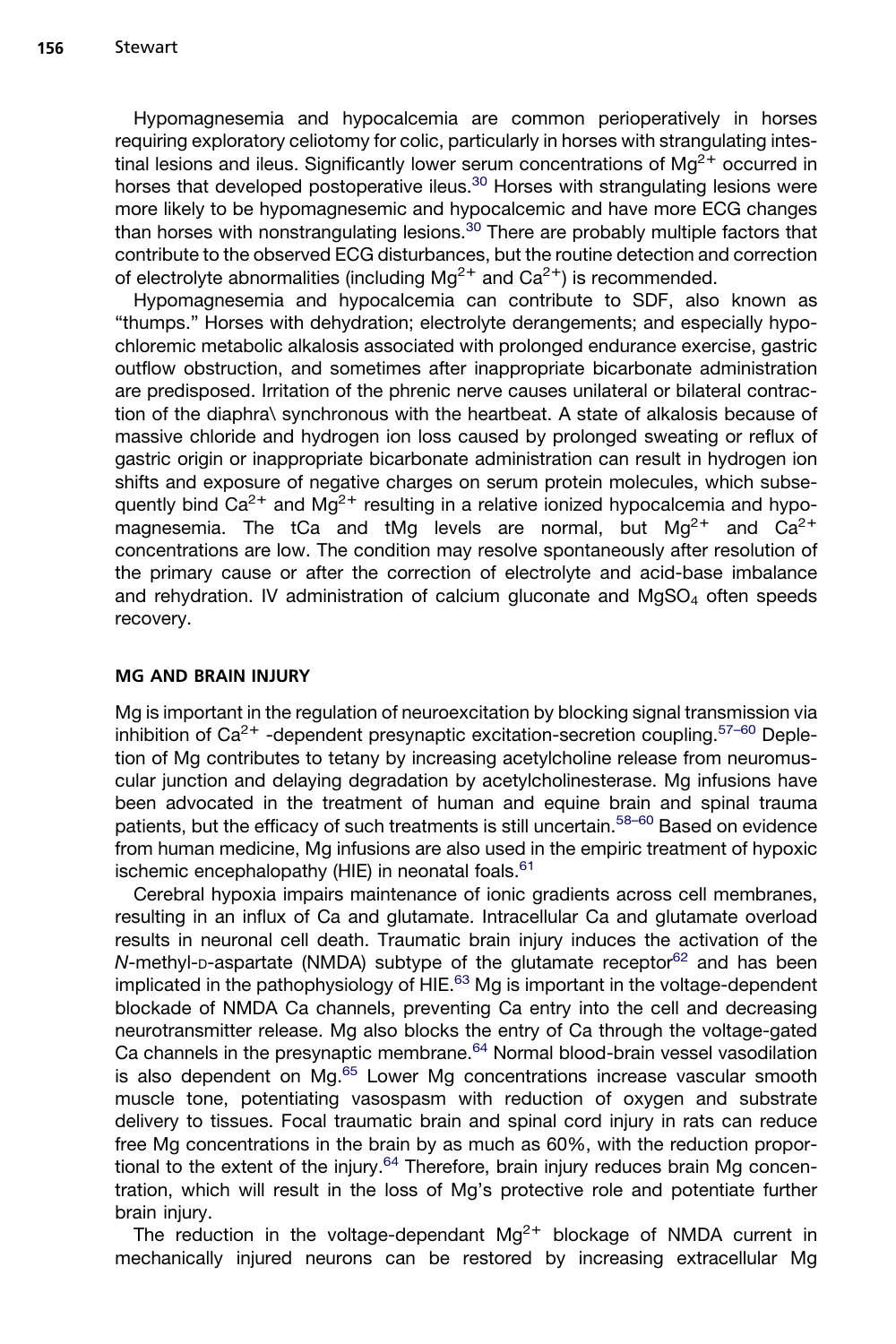Hypomagnesemia and hypocalcemia are common perioperatively in horses requiring exploratory celiotomy for colic, particularly in horses with strangulating intestinal lesions and ileus. Significantly lower serum concentrations of $Mg^{2+}$ occurred in horses that developed postoperative ileus.[30] Horses with strangulating lesions were more likely to be hypomagnesemic and hypocalcemic and have more ECG changes than horses with nonstrangulating lesions.[30] There are probably multiple factors that contribute to the observed ECG disturbances, but the routine detection and correction of electrolyte abnormalities (including $Mg^{2+}$ and $Ca^{2+}$) is recommended.

Hypomagnesemia and hypocalcemia can contribute to SDF, also known as "thumps." Horses with dehydration; electrolyte derangements; and especially hypochloremic metabolic alkalosis associated with prolonged endurance exercise, gastric outflow obstruction, and sometimes after inappropriate bicarbonate administration are predisposed. Irritation of the phrenic nerve causes unilateral or bilateral contraction of the diaphra\ synchronous with the heartbeat. A state of alkalosis because of massive chloride and hydrogen ion loss caused by prolonged sweating or reflux of gastric origin or inappropriate bicarbonate administration can result in hydrogen ion shifts and exposure of negative charges on serum protein molecules, which subsequently bind $Ca^{2+}$ and $Mg^{2+}$ resulting in a relative ionized hypocalcemia and hypomagnesemia. The tCa and tMg levels are normal, but $Mg^{2+}$ and $Ca^{2+}$ concentrations are low. The condition may resolve spontaneously after resolution of the primary cause or after the correction of electrolyte and acid-base imbalance and rehydration. IV administration of calcium gluconate and $MgSO_4$ often speeds recovery.

## MG AND BRAIN INJURY

Mg is important in the regulation of neuroexcitation by blocking signal transmission via inhibition of $Ca^{2+}$ -dependent presynaptic excitation-secretion coupling.[57–60] Depletion of Mg contributes to tetany by increasing acetylcholine release from neuromuscular junction and delaying degradation by acetylcholinesterase. Mg infusions have been advocated in the treatment of human and equine brain and spinal trauma patients, but the efficacy of such treatments is still uncertain.[58–60] Based on evidence from human medicine, Mg infusions are also used in the empiric treatment of hypoxic ischemic encephalopathy (HIE) in neonatal foals.[61]

Cerebral hypoxia impairs maintenance of ionic gradients across cell membranes, resulting in an influx of Ca and glutamate. Intracellular Ca and glutamate overload results in neuronal cell death. Traumatic brain injury induces the activation of the *N*-methyl-D-aspartate (NMDA) subtype of the glutamate receptor[62] and has been implicated in the pathophysiology of HIE.[63] Mg is important in the voltage-dependent blockade of NMDA Ca channels, preventing Ca entry into the cell and decreasing neurotransmitter release. Mg also blocks the entry of Ca through the voltage-gated Ca channels in the presynaptic membrane.[64] Normal blood-brain vessel vasodilation is also dependent on Mg.[65] Lower Mg concentrations increase vascular smooth muscle tone, potentiating vasospasm with reduction of oxygen and substrate delivery to tissues. Focal traumatic brain and spinal cord injury in rats can reduce free Mg concentrations in the brain by as much as 60%, with the reduction proportional to the extent of the injury.[64] Therefore, brain injury reduces brain Mg concentration, which will result in the loss of Mg's protective role and potentiate further brain injury.

The reduction in the voltage-dependant $Mg^{2+}$ blockage of NMDA current in mechanically injured neurons can be restored by increasing extracellular Mg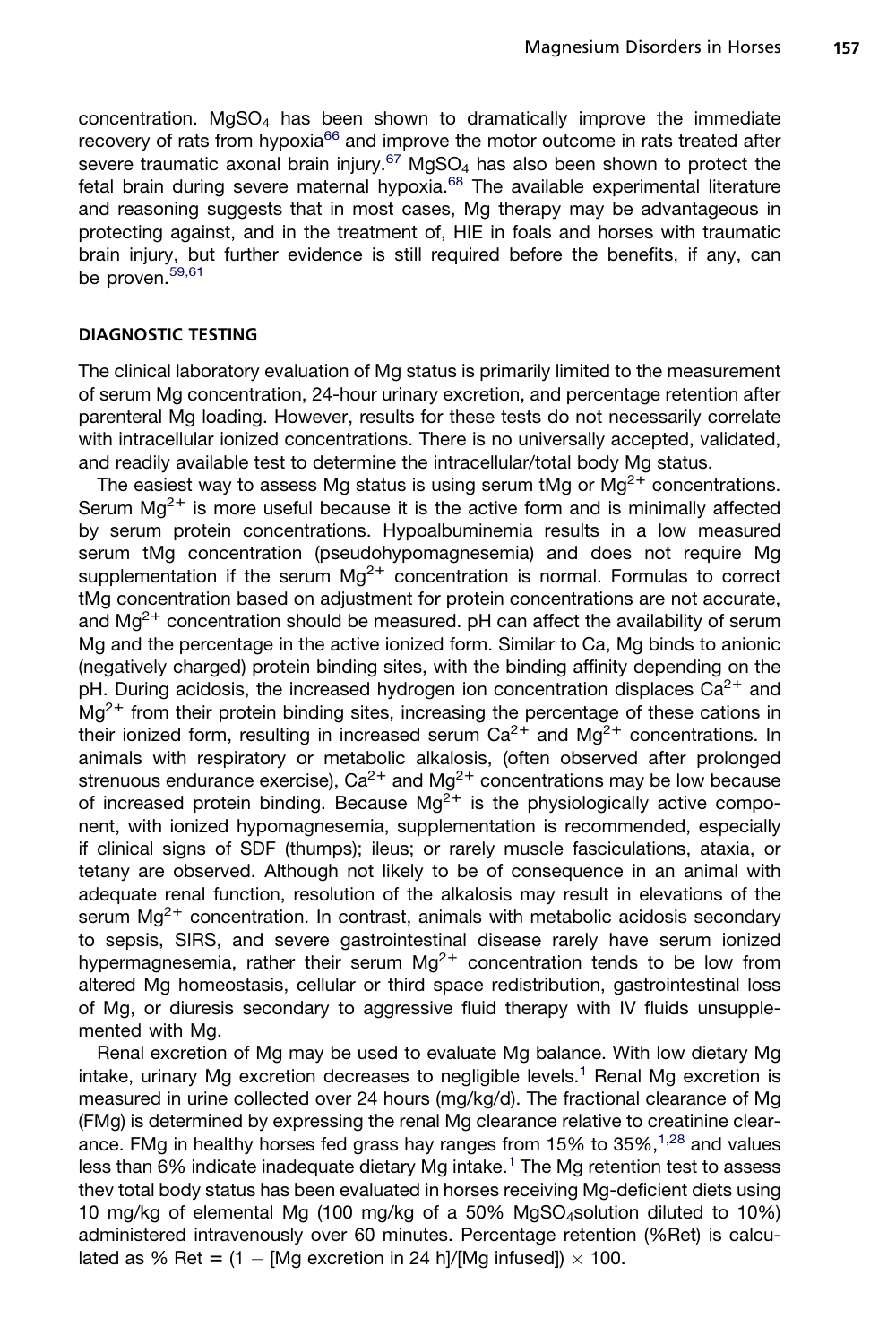concentration. $MgSO_4$ has been shown to dramatically improve the immediate recovery of rats from hypoxia[66] and improve the motor outcome in rats treated after severe traumatic axonal brain injury.[67] $MgSO_4$ has also been shown to protect the fetal brain during severe maternal hypoxia.[68] The available experimental literature and reasoning suggests that in most cases, Mg therapy may be advantageous in protecting against, and in the treatment of, HIE in foals and horses with traumatic brain injury, but further evidence is still required before the benefits, if any, can be proven.[59,61]

## DIAGNOSTIC TESTING

The clinical laboratory evaluation of Mg status is primarily limited to the measurement of serum Mg concentration, 24-hour urinary excretion, and percentage retention after parenteral Mg loading. However, results for these tests do not necessarily correlate with intracellular ionized concentrations. There is no universally accepted, validated, and readily available test to determine the intracellular/total body Mg status.

The easiest way to assess Mg status is using serum tMg or $Mg^{2+}$ concentrations. Serum $Mg^{2+}$ is more useful because it is the active form and is minimally affected by serum protein concentrations. Hypoalbuminemia results in a low measured serum tMg concentration (pseudohypomagnesemia) and does not require Mg supplementation if the serum $Mg^{2+}$ concentration is normal. Formulas to correct tMg concentration based on adjustment for protein concentrations are not accurate, and $Mg^{2+}$ concentration should be measured. pH can affect the availability of serum Mg and the percentage in the active ionized form. Similar to Ca, Mg binds to anionic (negatively charged) protein binding sites, with the binding affinity depending on the pH. During acidosis, the increased hydrogen ion concentration displaces $Ca^{2+}$ and $Mg^{2+}$ from their protein binding sites, increasing the percentage of these cations in their ionized form, resulting in increased serum $Ca^{2+}$ and $Mg^{2+}$ concentrations. In animals with respiratory or metabolic alkalosis, (often observed after prolonged strenuous endurance exercise), $Ca^{2+}$ and $Mg^{2+}$ concentrations may be low because of increased protein binding. Because $Mg^{2+}$ is the physiologically active component, with ionized hypomagnesemia, supplementation is recommended, especially if clinical signs of SDF (thumps); ileus; or rarely muscle fasciculations, ataxia, or tetany are observed. Although not likely to be of consequence in an animal with adequate renal function, resolution of the alkalosis may result in elevations of the serum $Mg^{2+}$ concentration. In contrast, animals with metabolic acidosis secondary to sepsis, SIRS, and severe gastrointestinal disease rarely have serum ionized hypermagnesemia, rather their serum $Mg^{2+}$ concentration tends to be low from altered Mg homeostasis, cellular or third space redistribution, gastrointestinal loss of Mg, or diuresis secondary to aggressive fluid therapy with IV fluids unsupplemented with Mg.

Renal excretion of Mg may be used to evaluate Mg balance. With low dietary Mg intake, urinary Mg excretion decreases to negligible levels.[1] Renal Mg excretion is measured in urine collected over 24 hours (mg/kg/d). The fractional clearance of Mg (FMg) is determined by expressing the renal Mg clearance relative to creatinine clearance. FMg in healthy horses fed grass hay ranges from 15% to 35%,[1,28] and values less than 6% indicate inadequate dietary Mg intake.[1] The Mg retention test to assess thev total body status has been evaluated in horses receiving Mg-deficient diets using 10 mg/kg of elemental Mg (100 mg/kg of a 50% $MgSO_4$solution diluted to 10%) administered intravenously over 60 minutes. Percentage retention (%Ret) is calculated as $\% \text{ Ret} = (1 - [\text{Mg excretion in 24 h}]/[\text{Mg infused}]) \times 100$.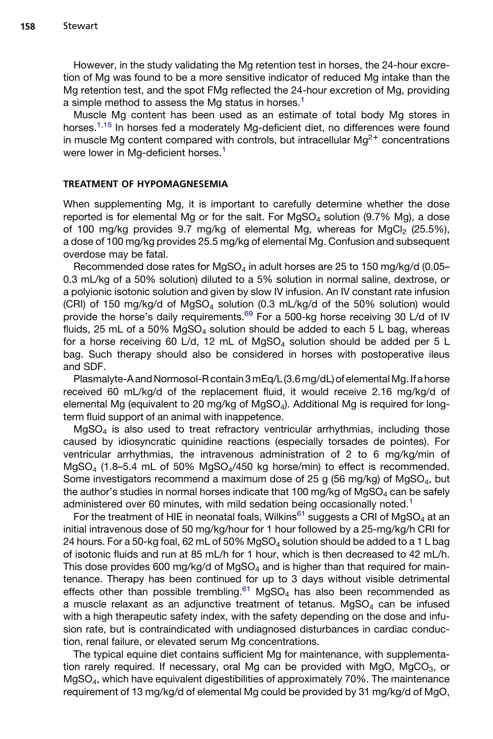However, in the study validating the Mg retention test in horses, the 24-hour excretion of Mg was found to be a more sensitive indicator of reduced Mg intake than the Mg retention test, and the spot FMg reflected the 24-hour excretion of Mg, providing a simple method to assess the Mg status in horses.[1]

Muscle Mg content has been used as an estimate of total body Mg stores in horses.[1,15] In horses fed a moderately Mg-deficient diet, no differences were found in muscle Mg content compared with controls, but intracellular $Mg^{2+}$ concentrations were lower in Mg-deficient horses.[1]

## TREATMENT OF HYPOMAGNESEMIA

When supplementing Mg, it is important to carefully determine whether the dose reported is for elemental Mg or for the salt. For $MgSO_4$ solution (9.7% Mg), a dose of 100 mg/kg provides 9.7 mg/kg of elemental Mg, whereas for $MgCl_2$ (25.5%), a dose of 100 mg/kg provides 25.5 mg/kg of elemental Mg. Confusion and subsequent overdose may be fatal.

Recommended dose rates for $MgSO_4$ in adult horses are 25 to 150 mg/kg/d (0.05–0.3 mL/kg of a 50% solution) diluted to a 5% solution in normal saline, dextrose, or a polyionic isotonic solution and given by slow IV infusion. An IV constant rate infusion (CRI) of 150 mg/kg/d of $MgSO_4$ solution (0.3 mL/kg/d of the 50% solution) would provide the horse's daily requirements.[69] For a 500-kg horse receiving 30 L/d of IV fluids, 25 mL of a 50% $MgSO_4$ solution should be added to each 5 L bag, whereas for a horse receiving 60 L/d, 12 mL of $MgSO_4$ solution should be added per 5 L bag. Such therapy should also be considered in horses with postoperative ileus and SDF.

Plasmalyte-A and Normosol-R contain 3 mEq/L (3.6 mg/dL) of elemental Mg. If a horse received 60 mL/kg/d of the replacement fluid, it would receive 2.16 mg/kg/d of elemental Mg (equivalent to 20 mg/kg of $MgSO_4$). Additional Mg is required for long-term fluid support of an animal with inappetence.

$MgSO_4$ is also used to treat refractory ventricular arrhythmias, including those caused by idiosyncratic quinidine reactions (especially torsades de pointes). For ventricular arrhythmias, the intravenous administration of 2 to 6 mg/kg/min of $MgSO_4$ (1.8–5.4 mL of 50% $MgSO_4$/450 kg horse/min) to effect is recommended. Some investigators recommend a maximum dose of 25 g (56 mg/kg) of $MgSO_4$, but the author's studies in normal horses indicate that 100 mg/kg of $MgSO_4$ can be safely administered over 60 minutes, with mild sedation being occasionally noted.[1]

For the treatment of HIE in neonatal foals, Wilkins[61] suggests a CRI of $MgSO_4$ at an initial intravenous dose of 50 mg/kg/hour for 1 hour followed by a 25-mg/kg/h CRI for 24 hours. For a 50-kg foal, 62 mL of 50% $MgSO_4$ solution should be added to a 1 L bag of isotonic fluids and run at 85 mL/h for 1 hour, which is then decreased to 42 mL/h. This dose provides 600 mg/kg/d of $MgSO_4$ and is higher than that required for maintenance. Therapy has been continued for up to 3 days without visible detrimental effects other than possible trembling.[61] $MgSO_4$ has also been recommended as a muscle relaxant as an adjunctive treatment of tetanus. $MgSO_4$ can be infused with a high therapeutic safety index, with the safety depending on the dose and infusion rate, but is contraindicated with undiagnosed disturbances in cardiac conduction, renal failure, or elevated serum Mg concentrations.

The typical equine diet contains sufficient Mg for maintenance, with supplementation rarely required. If necessary, oral Mg can be provided with MgO, $MgCO_3$, or $MgSO_4$, which have equivalent digestibilities of approximately 70%. The maintenance requirement of 13 mg/kg/d of elemental Mg could be provided by 31 mg/kg/d of MgO,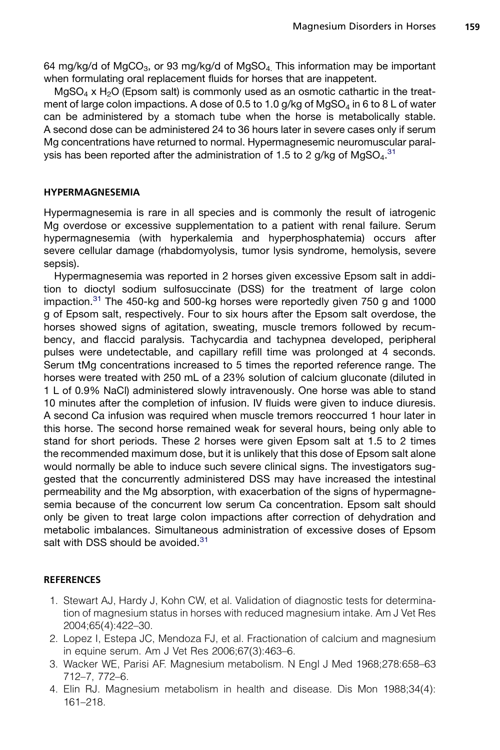64 mg/kg/d of $MgCO_3$, or 93 mg/kg/d of $MgSO_4$. This information may be important when formulating oral replacement fluids for horses that are inappetent.

$MgSO_4 \times H_2O$ (Epsom salt) is commonly used as an osmotic cathartic in the treatment of large colon impactions. A dose of 0.5 to 1.0 g/kg of $MgSO_4$ in 6 to 8 L of water can be administered by a stomach tube when the horse is metabolically stable. A second dose can be administered 24 to 36 hours later in severe cases only if serum Mg concentrations have returned to normal. Hypermagnesemic neuromuscular paralysis has been reported after the administration of 1.5 to 2 g/kg of $MgSO_4$.[31]

## HYPERMAGNESEMIA

Hypermagnesemia is rare in all species and is commonly the result of iatrogenic Mg overdose or excessive supplementation to a patient with renal failure. Serum hypermagnesemia (with hyperkalemia and hyperphosphatemia) occurs after severe cellular damage (rhabdomyolysis, tumor lysis syndrome, hemolysis, severe sepsis).

Hypermagnesemia was reported in 2 horses given excessive Epsom salt in addition to dioctyl sodium sulfosuccinate (DSS) for the treatment of large colon impaction.[31] The 450-kg and 500-kg horses were reportedly given 750 g and 1000 g of Epsom salt, respectively. Four to six hours after the Epsom salt overdose, the horses showed signs of agitation, sweating, muscle tremors followed by recumbency, and flaccid paralysis. Tachycardia and tachypnea developed, peripheral pulses were undetectable, and capillary refill time was prolonged at 4 seconds. Serum tMg concentrations increased to 5 times the reported reference range. The horses were treated with 250 mL of a 23% solution of calcium gluconate (diluted in 1 L of 0.9% NaCl) administered slowly intravenously. One horse was able to stand 10 minutes after the completion of infusion. IV fluids were given to induce diuresis. A second Ca infusion was required when muscle tremors reoccurred 1 hour later in this horse. The second horse remained weak for several hours, being only able to stand for short periods. These 2 horses were given Epsom salt at 1.5 to 2 times the recommended maximum dose, but it is unlikely that this dose of Epsom salt alone would normally be able to induce such severe clinical signs. The investigators suggested that the concurrently administered DSS may have increased the intestinal permeability and the Mg absorption, with exacerbation of the signs of hypermagnesemia because of the concurrent low serum Ca concentration. Epsom salt should only be given to treat large colon impactions after correction of dehydration and metabolic imbalances. Simultaneous administration of excessive doses of Epsom salt with DSS should be avoided.[31]

## REFERENCES

1. Stewart AJ, Hardy J, Kohn CW, et al. Validation of diagnostic tests for determination of magnesium status in horses with reduced magnesium intake. Am J Vet Res 2004;65(4):422–30.
2. Lopez I, Estepa JC, Mendoza FJ, et al. Fractionation of calcium and magnesium in equine serum. Am J Vet Res 2006;67(3):463–6.
3. Wacker WE, Parisi AF. Magnesium metabolism. N Engl J Med 1968;278:658–63 712–7, 772–6.
4. Elin RJ. Magnesium metabolism in health and disease. Dis Mon 1988;34(4): 161–218.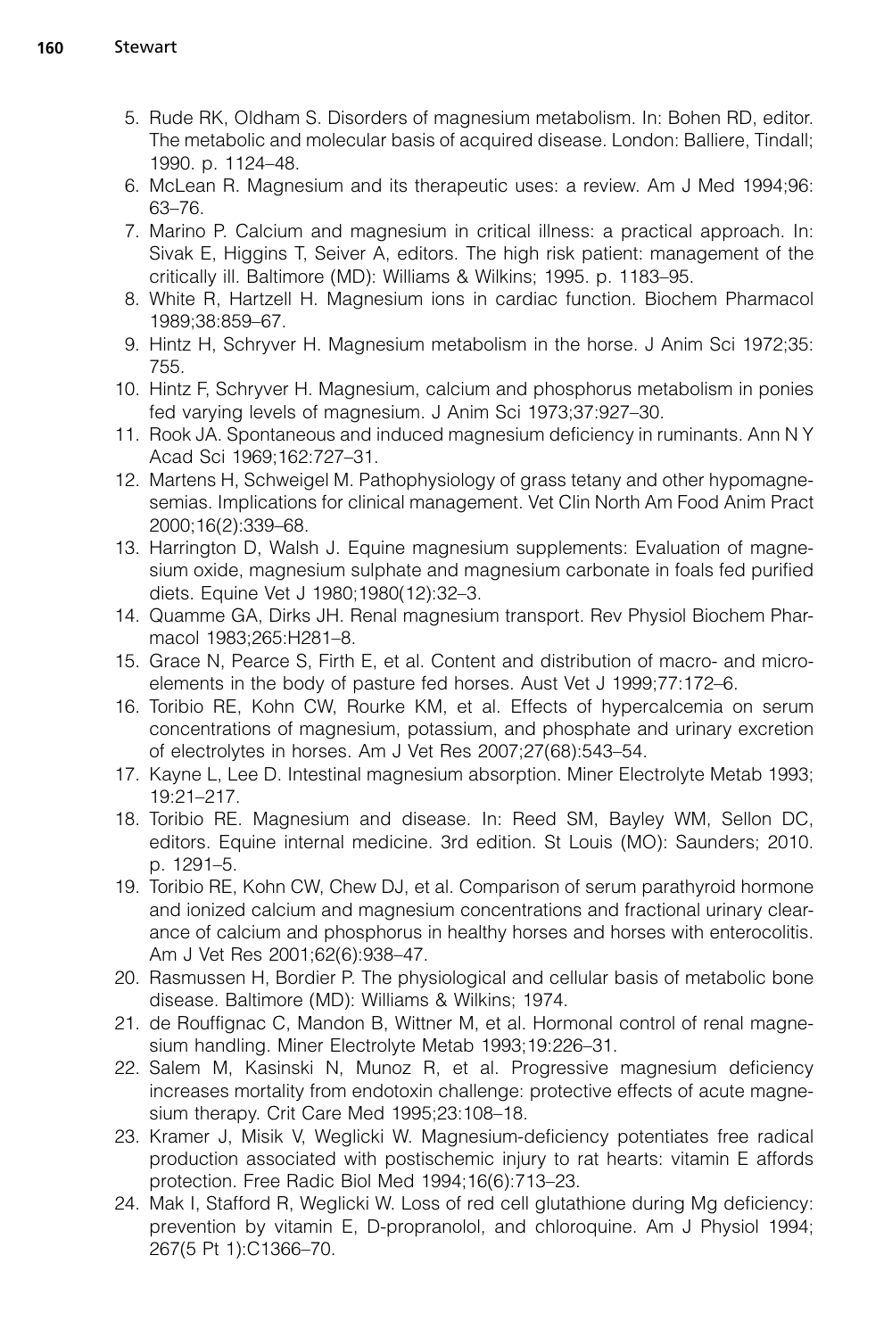5. Rude RK, Oldham S. Disorders of magnesium metabolism. In: Bohen RD, editor. The metabolic and molecular basis of acquired disease. London: Balliere, Tindall; 1990. p. 1124–48.
6. McLean R. Magnesium and its therapeutic uses: a review. Am J Med 1994;96: 63–76.
7. Marino P. Calcium and magnesium in critical illness: a practical approach. In: Sivak E, Higgins T, Seiver A, editors. The high risk patient: management of the critically ill. Baltimore (MD): Williams & Wilkins; 1995. p. 1183–95.
8. White R, Hartzell H. Magnesium ions in cardiac function. Biochem Pharmacol 1989;38:859–67.
9. Hintz H, Schryver H. Magnesium metabolism in the horse. J Anim Sci 1972;35: 755.
10. Hintz F, Schryver H. Magnesium, calcium and phosphorus metabolism in ponies fed varying levels of magnesium. J Anim Sci 1973;37:927–30.
11. Rook JA. Spontaneous and induced magnesium deficiency in ruminants. Ann N Y Acad Sci 1969;162:727–31.
12. Martens H, Schweigel M. Pathophysiology of grass tetany and other hypomagnesemias. Implications for clinical management. Vet Clin North Am Food Anim Pract 2000;16(2):339–68.
13. Harrington D, Walsh J. Equine magnesium supplements: Evaluation of magnesium oxide, magnesium sulphate and magnesium carbonate in foals fed purified diets. Equine Vet J 1980;1980(12):32–3.
14. Quamme GA, Dirks JH. Renal magnesium transport. Rev Physiol Biochem Pharmacol 1983;265:H281–8.
15. Grace N, Pearce S, Firth E, et al. Content and distribution of macro- and microelements in the body of pasture fed horses. Aust Vet J 1999;77:172–6.
16. Toribio RE, Kohn CW, Rourke KM, et al. Effects of hypercalcemia on serum concentrations of magnesium, potassium, and phosphate and urinary excretion of electrolytes in horses. Am J Vet Res 2007;27(68):543–54.
17. Kayne L, Lee D. Intestinal magnesium absorption. Miner Electrolyte Metab 1993; 19:21–217.
18. Toribio RE. Magnesium and disease. In: Reed SM, Bayley WM, Sellon DC, editors. Equine internal medicine. 3rd edition. St Louis (MO): Saunders; 2010. p. 1291–5.
19. Toribio RE, Kohn CW, Chew DJ, et al. Comparison of serum parathyroid hormone and ionized calcium and magnesium concentrations and fractional urinary clearance of calcium and phosphorus in healthy horses and horses with enterocolitis. Am J Vet Res 2001;62(6):938–47.
20. Rasmussen H, Bordier P. The physiological and cellular basis of metabolic bone disease. Baltimore (MD): Williams & Wilkins; 1974.
21. de Rouffignac C, Mandon B, Wittner M, et al. Hormonal control of renal magnesium handling. Miner Electrolyte Metab 1993;19:226–31.
22. Salem M, Kasinski N, Munoz R, et al. Progressive magnesium deficiency increases mortality from endotoxin challenge: protective effects of acute magnesium therapy. Crit Care Med 1995;23:108–18.
23. Kramer J, Misik V, Weglicki W. Magnesium-deficiency potentiates free radical production associated with postischemic injury to rat hearts: vitamin E affords protection. Free Radic Biol Med 1994;16(6):713–23.
24. Mak I, Stafford R, Weglicki W. Loss of red cell glutathione during Mg deficiency: prevention by vitamin E, D-propranolol, and chloroquine. Am J Physiol 1994; 267(5 Pt 1):C1366–70.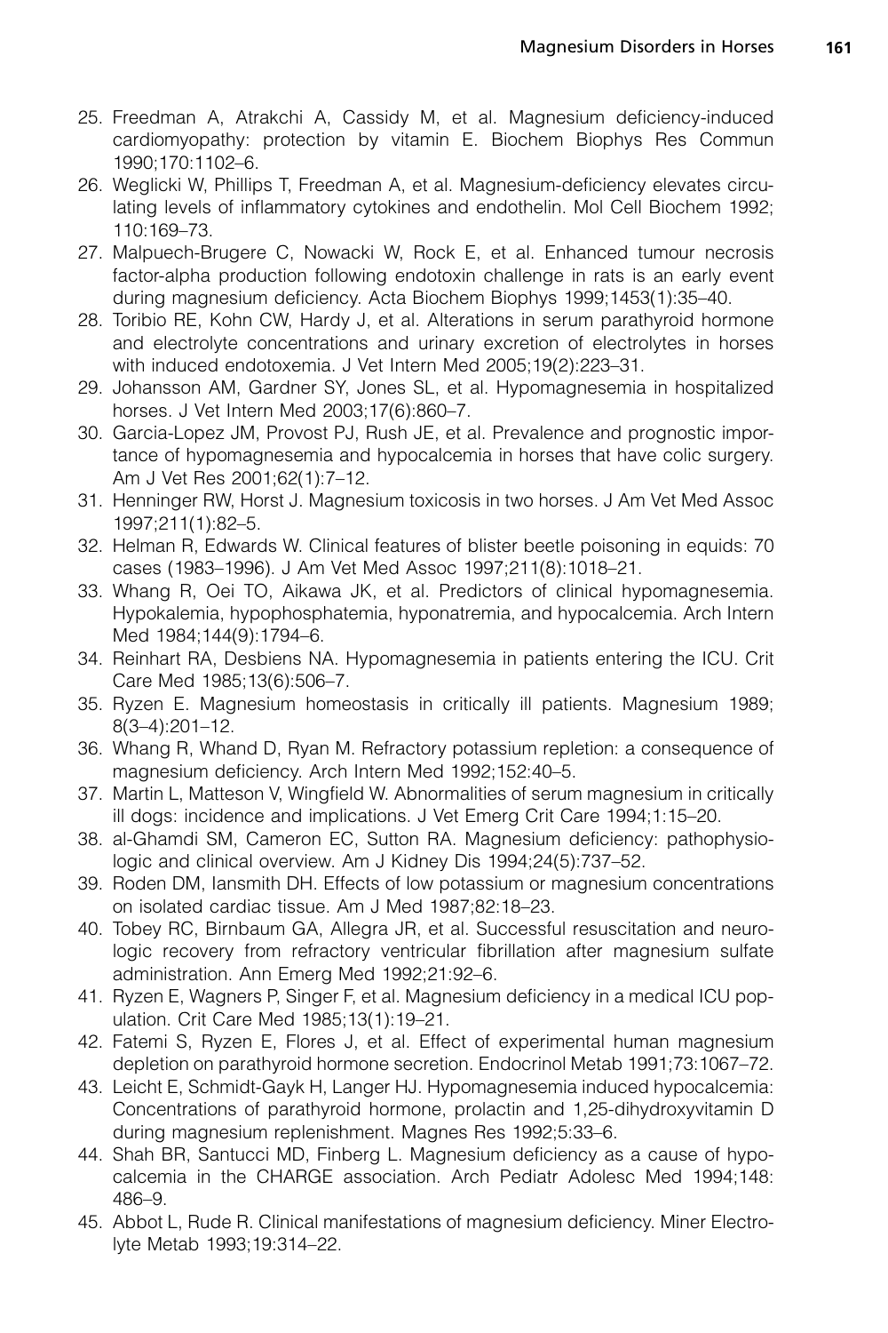25. Freedman A, Atrakchi A, Cassidy M, et al. Magnesium deficiency-induced cardiomyopathy: protection by vitamin E. Biochem Biophys Res Commun 1990;170:1102–6.
26. Weglicki W, Phillips T, Freedman A, et al. Magnesium-deficiency elevates circulating levels of inflammatory cytokines and endothelin. Mol Cell Biochem 1992; 110:169–73.
27. Malpuech-Brugere C, Nowacki W, Rock E, et al. Enhanced tumour necrosis factor-alpha production following endotoxin challenge in rats is an early event during magnesium deficiency. Acta Biochem Biophys 1999;1453(1):35–40.
28. Toribio RE, Kohn CW, Hardy J, et al. Alterations in serum parathyroid hormone and electrolyte concentrations and urinary excretion of electrolytes in horses with induced endotoxemia. J Vet Intern Med 2005;19(2):223–31.
29. Johansson AM, Gardner SY, Jones SL, et al. Hypomagnesemia in hospitalized horses. J Vet Intern Med 2003;17(6):860–7.
30. Garcia-Lopez JM, Provost PJ, Rush JE, et al. Prevalence and prognostic importance of hypomagnesemia and hypocalcemia in horses that have colic surgery. Am J Vet Res 2001;62(1):7–12.
31. Henninger RW, Horst J. Magnesium toxicosis in two horses. J Am Vet Med Assoc 1997;211(1):82–5.
32. Helman R, Edwards W. Clinical features of blister beetle poisoning in equids: 70 cases (1983–1996). J Am Vet Med Assoc 1997;211(8):1018–21.
33. Whang R, Oei TO, Aikawa JK, et al. Predictors of clinical hypomagnesemia. Hypokalemia, hypophosphatemia, hyponatremia, and hypocalcemia. Arch Intern Med 1984;144(9):1794–6.
34. Reinhart RA, Desbiens NA. Hypomagnesemia in patients entering the ICU. Crit Care Med 1985;13(6):506–7.
35. Ryzen E. Magnesium homeostasis in critically ill patients. Magnesium 1989; 8(3–4):201–12.
36. Whang R, Whand D, Ryan M. Refractory potassium repletion: a consequence of magnesium deficiency. Arch Intern Med 1992;152:40–5.
37. Martin L, Matteson V, Wingfield W. Abnormalities of serum magnesium in critically ill dogs: incidence and implications. J Vet Emerg Crit Care 1994;1:15–20.
38. al-Ghamdi SM, Cameron EC, Sutton RA. Magnesium deficiency: pathophysiologic and clinical overview. Am J Kidney Dis 1994;24(5):737–52.
39. Roden DM, Iansmith DH. Effects of low potassium or magnesium concentrations on isolated cardiac tissue. Am J Med 1987;82:18–23.
40. Tobey RC, Birnbaum GA, Allegra JR, et al. Successful resuscitation and neurologic recovery from refractory ventricular fibrillation after magnesium sulfate administration. Ann Emerg Med 1992;21:92–6.
41. Ryzen E, Wagners P, Singer F, et al. Magnesium deficiency in a medical ICU population. Crit Care Med 1985;13(1):19–21.
42. Fatemi S, Ryzen E, Flores J, et al. Effect of experimental human magnesium depletion on parathyroid hormone secretion. Endocrinol Metab 1991;73:1067–72.
43. Leicht E, Schmidt-Gayk H, Langer HJ. Hypomagnesemia induced hypocalcemia: Concentrations of parathyroid hormone, prolactin and 1,25-dihydroxyvitamin D during magnesium replenishment. Magnes Res 1992;5:33–6.
44. Shah BR, Santucci MD, Finberg L. Magnesium deficiency as a cause of hypocalcemia in the CHARGE association. Arch Pediatr Adolesc Med 1994;148: 486–9.
45. Abbot L, Rude R. Clinical manifestations of magnesium deficiency. Miner Electrolyte Metab 1993;19:314–22.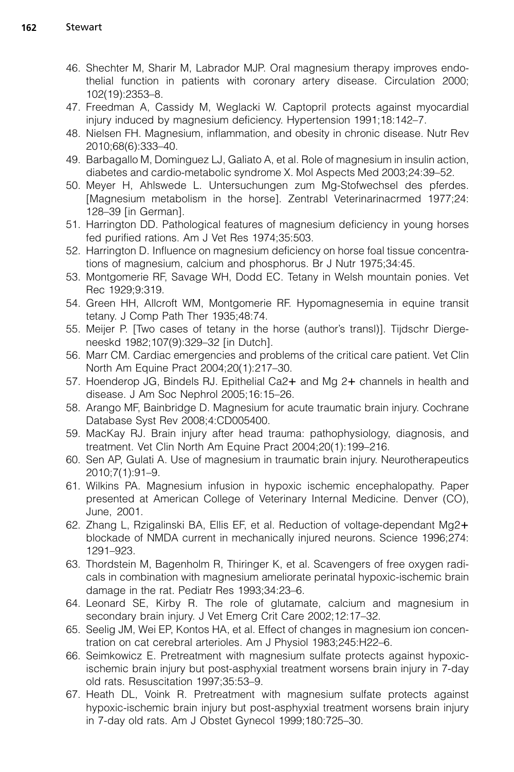46. Shechter M, Sharir M, Labrador MJP. Oral magnesium therapy improves endothelial function in patients with coronary artery disease. Circulation 2000; 102(19):2353–8.
47. Freedman A, Cassidy M, Weglacki W. Captopril protects against myocardial injury induced by magnesium deficiency. Hypertension 1991;18:142–7.
48. Nielsen FH. Magnesium, inflammation, and obesity in chronic disease. Nutr Rev 2010;68(6):333–40.
49. Barbagallo M, Dominguez LJ, Galiato A, et al. Role of magnesium in insulin action, diabetes and cardio-metabolic syndrome X. Mol Aspects Med 2003;24:39–52.
50. Meyer H, Ahlswede L. Untersuchungen zum Mg-Stofwechsel des pferdes. [Magnesium metabolism in the horse]. Zentrabl Veterinarinacrmed 1977;24: 128–39 [in German].
51. Harrington DD. Pathological features of magnesium deficiency in young horses fed purified rations. Am J Vet Res 1974;35:503.
52. Harrington D. Influence on magnesium deficiency on horse foal tissue concentrations of magnesium, calcium and phosphorus. Br J Nutr 1975;34:45.
53. Montgomerie RF, Savage WH, Dodd EC. Tetany in Welsh mountain ponies. Vet Rec 1929;9:319.
54. Green HH, Allcroft WM, Montgomerie RF. Hypomagnesemia in equine transit tetany. J Comp Path Ther 1935;48:74.
55. Meijer P. [Two cases of tetany in the horse (author's transl)]. Tijdschr Diergeneeskd 1982;107(9):329–32 [in Dutch].
56. Marr CM. Cardiac emergencies and problems of the critical care patient. Vet Clin North Am Equine Pract 2004;20(1):217–30.
57. Hoenderop JG, Bindels RJ. Epithelial Ca2+ and Mg 2+ channels in health and disease. J Am Soc Nephrol 2005;16:15–26.
58. Arango MF, Bainbridge D. Magnesium for acute traumatic brain injury. Cochrane Database Syst Rev 2008;4:CD005400.
59. MacKay RJ. Brain injury after head trauma: pathophysiology, diagnosis, and treatment. Vet Clin North Am Equine Pract 2004;20(1):199–216.
60. Sen AP, Gulati A. Use of magnesium in traumatic brain injury. Neurotherapeutics 2010;7(1):91–9.
61. Wilkins PA. Magnesium infusion in hypoxic ischemic encephalopathy. Paper presented at American College of Veterinary Internal Medicine. Denver (CO), June, 2001.
62. Zhang L, Rzigalinski BA, Ellis EF, et al. Reduction of voltage-dependant Mg2+ blockade of NMDA current in mechanically injured neurons. Science 1996;274: 1291–923.
63. Thordstein M, Bagenholm R, Thiringer K, et al. Scavengers of free oxygen radicals in combination with magnesium ameliorate perinatal hypoxic-ischemic brain damage in the rat. Pediatr Res 1993;34:23–6.
64. Leonard SE, Kirby R. The role of glutamate, calcium and magnesium in secondary brain injury. J Vet Emerg Crit Care 2002;12:17–32.
65. Seelig JM, Wei EP, Kontos HA, et al. Effect of changes in magnesium ion concentration on cat cerebral arterioles. Am J Physiol 1983;245:H22–6.
66. Seimkowicz E. Pretreatment with magnesium sulfate protects against hypoxic-ischemic brain injury but post-asphyxial treatment worsens brain injury in 7-day old rats. Resuscitation 1997;35:53–9.
67. Heath DL, Voink R. Pretreatment with magnesium sulfate protects against hypoxic-ischemic brain injury but post-asphyxial treatment worsens brain injury in 7-day old rats. Am J Obstet Gynecol 1999;180:725–30.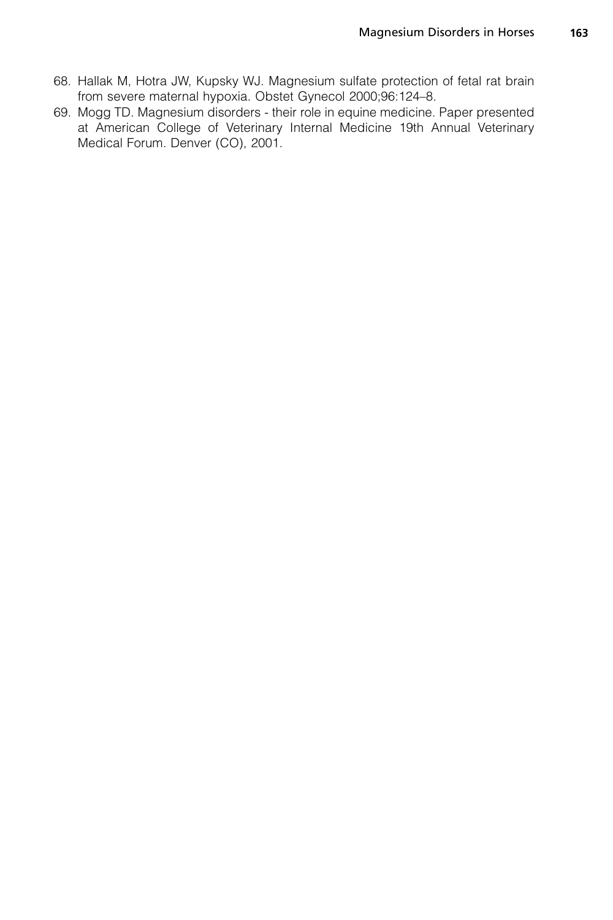68. Hallak M, Hotra JW, Kupsky WJ. Magnesium sulfate protection of fetal rat brain from severe maternal hypoxia. Obstet Gynecol 2000;96:124–8.
69. Mogg TD. Magnesium disorders - their role in equine medicine. Paper presented at American College of Veterinary Internal Medicine 19th Annual Veterinary Medical Forum. Denver (CO), 2001.